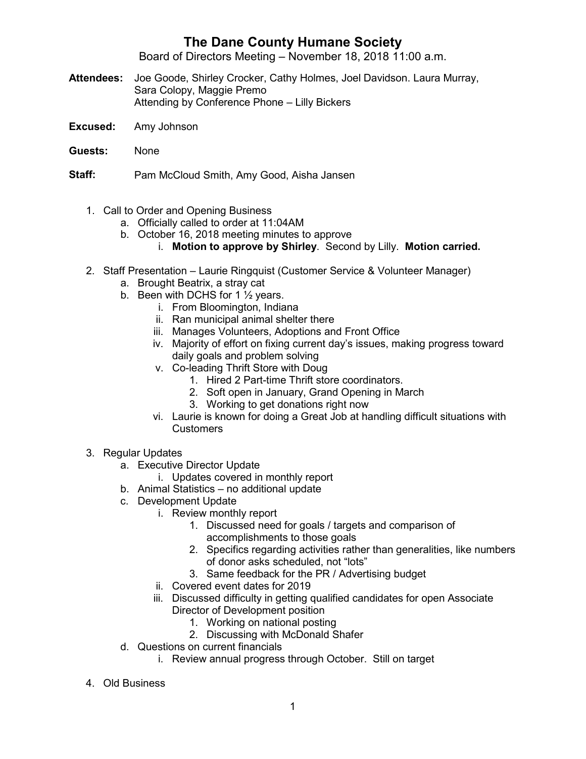# The Dane County Humane Society

Board of Directors Meeting – November 18, 2018 11:00 a.m.

**Attendees:** Joe Goode, Shirley Crocker, Cathy Holmes, Joel Davidson. Laura Murray, Sara Colopy, Maggie Premo
Attending by Conference Phone – Lilly Bickers

**Excused:** Amy Johnson

**Guests:** None

**Staff:** Pam McCloud Smith, Amy Good, Aisha Jansen

1. Call to Order and Opening Business
    a. Officially called to order at 11:04AM
    b. October 16, 2018 meeting minutes to approve
        i. **Motion to approve by Shirley**. Second by Lilly. **Motion carried.**
2. Staff Presentation – Laurie Ringquist (Customer Service & Volunteer Manager)
    a. Brought Beatrix, a stray cat
    b. Been with DCHS for 1 ½ years.
        i. From Bloomington, Indiana
        ii. Ran municipal animal shelter there
        iii. Manages Volunteers, Adoptions and Front Office
        iv. Majority of effort on fixing current day's issues, making progress toward daily goals and problem solving
        v. Co-leading Thrift Store with Doug
            1. Hired 2 Part-time Thrift store coordinators.
            2. Soft open in January, Grand Opening in March
            3. Working to get donations right now
        vi. Laurie is known for doing a Great Job at handling difficult situations with Customers
3. Regular Updates
    a. Executive Director Update
        i. Updates covered in monthly report
    b. Animal Statistics – no additional update
    c. Development Update
        i. Review monthly report
            1. Discussed need for goals / targets and comparison of accomplishments to those goals
            2. Specifics regarding activities rather than generalities, like numbers of donor asks scheduled, not "lots"
            3. Same feedback for the PR / Advertising budget
        ii. Covered event dates for 2019
        iii. Discussed difficulty in getting qualified candidates for open Associate Director of Development position
            1. Working on national posting
            2. Discussing with McDonald Shafer
    d. Questions on current financials
        i. Review annual progress through October. Still on target
4. Old Business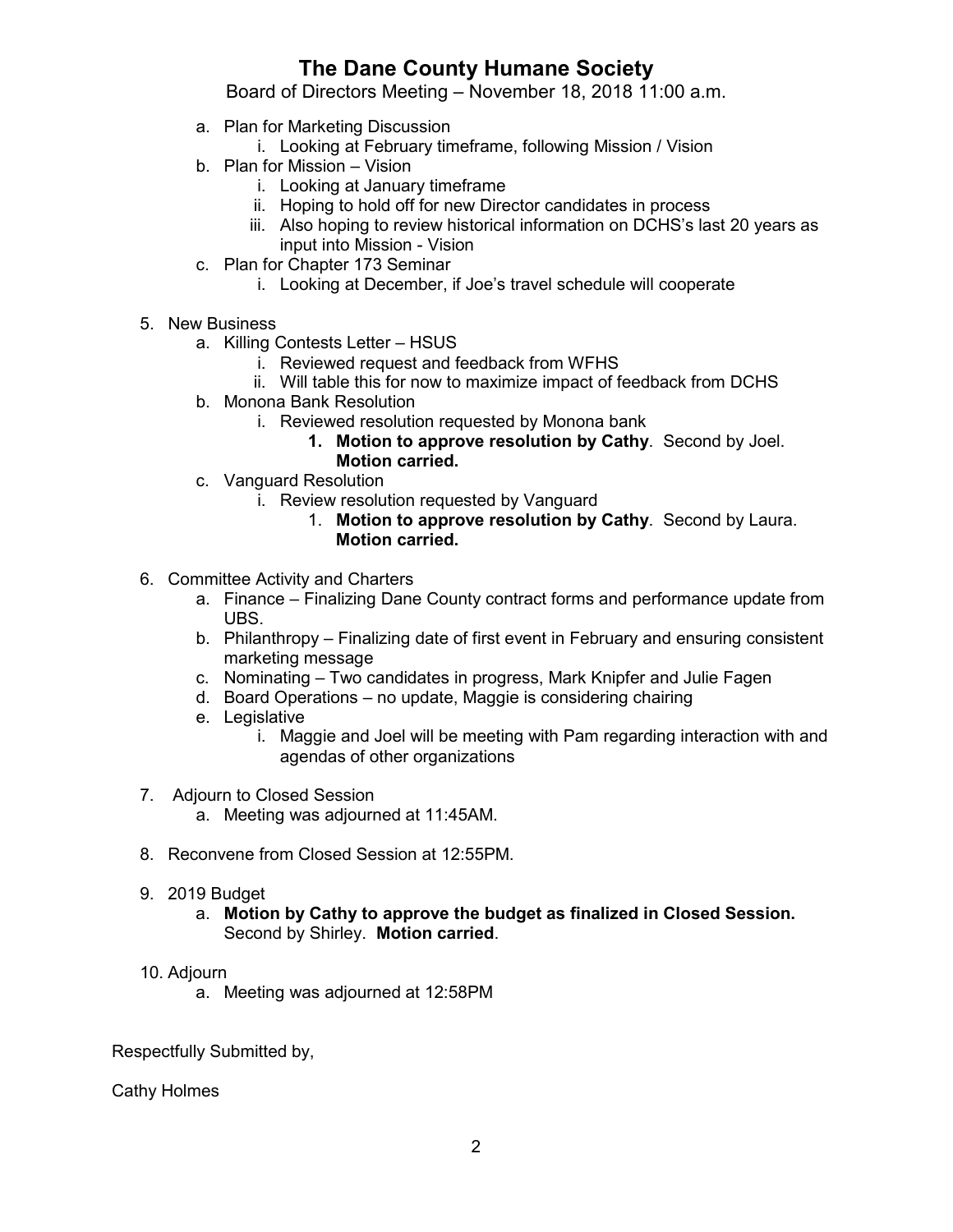# The Dane County Humane Society

Board of Directors Meeting – November 18, 2018 11:00 a.m.

   a. Plan for Marketing Discussion
      i. Looking at February timeframe, following Mission / Vision
   b. Plan for Mission – Vision
      i. Looking at January timeframe
      ii. Hoping to hold off for new Director candidates in process
      iii. Also hoping to review historical information on DCHS's last 20 years as input into Mission - Vision
   c. Plan for Chapter 173 Seminar
      i. Looking at December, if Joe's travel schedule will cooperate

5. New Business
   a. Killing Contests Letter – HSUS
      i. Reviewed request and feedback from WFHS
      ii. Will table this for now to maximize impact of feedback from DCHS
   b. Monona Bank Resolution
      i. Reviewed resolution requested by Monona bank
         1. **Motion to approve resolution by Cathy**. Second by Joel. **Motion carried.**
   c. Vanguard Resolution
      i. Review resolution requested by Vanguard
         1. **Motion to approve resolution by Cathy**. Second by Laura. **Motion carried.**

6. Committee Activity and Charters
   a. Finance – Finalizing Dane County contract forms and performance update from UBS.
   b. Philanthropy – Finalizing date of first event in February and ensuring consistent marketing message
   c. Nominating – Two candidates in progress, Mark Knipfer and Julie Fagen
   d. Board Operations – no update, Maggie is considering chairing
   e. Legislative
      i. Maggie and Joel will be meeting with Pam regarding interaction with and agendas of other organizations

7. Adjourn to Closed Session
   a. Meeting was adjourned at 11:45AM.

8. Reconvene from Closed Session at 12:55PM.

9. 2019 Budget
   a. **Motion by Cathy to approve the budget as finalized in Closed Session.** Second by Shirley. **Motion carried**.

10. Adjourn
    a. Meeting was adjourned at 12:58PM

Respectfully Submitted by,

Cathy Holmes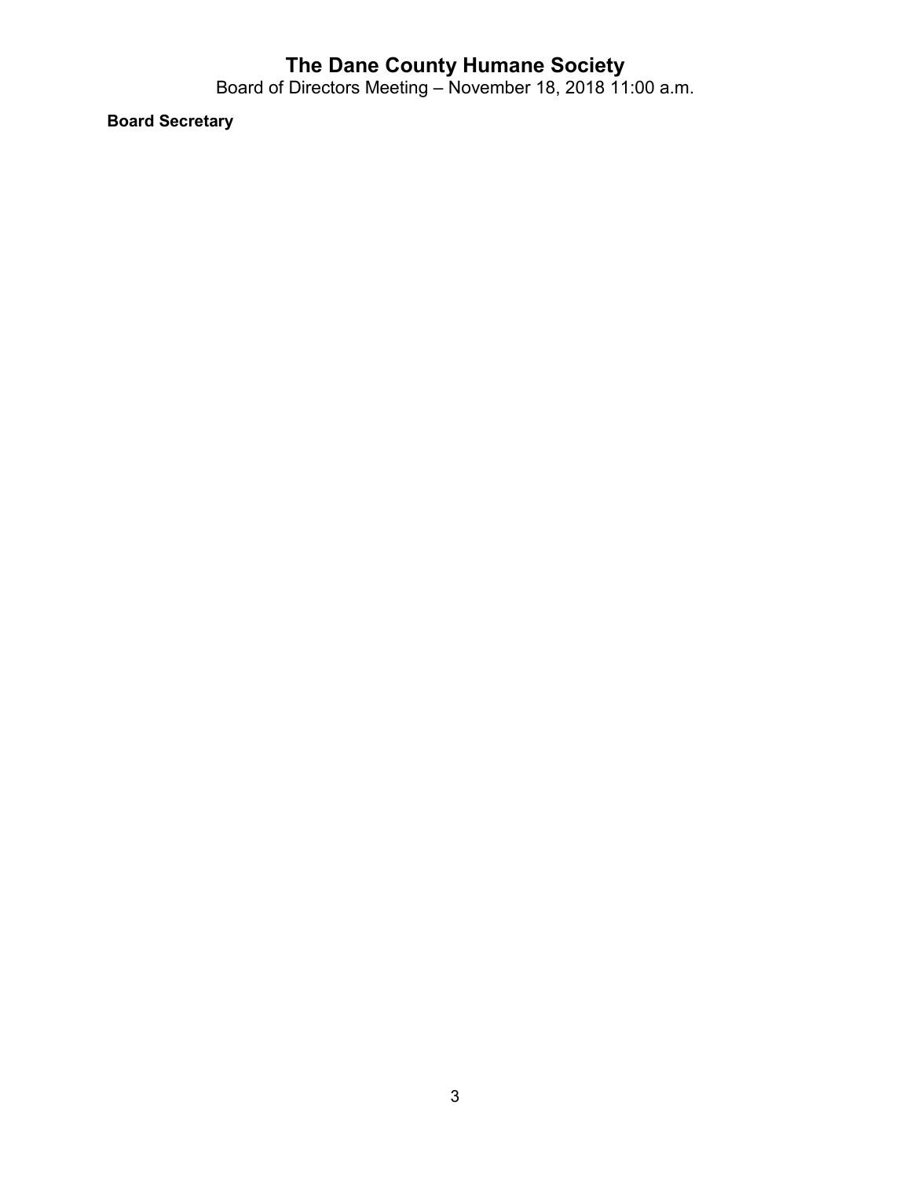# The Dane County Humane Society

Board of Directors Meeting – November 18, 2018 11:00 a.m.

**Board Secretary**